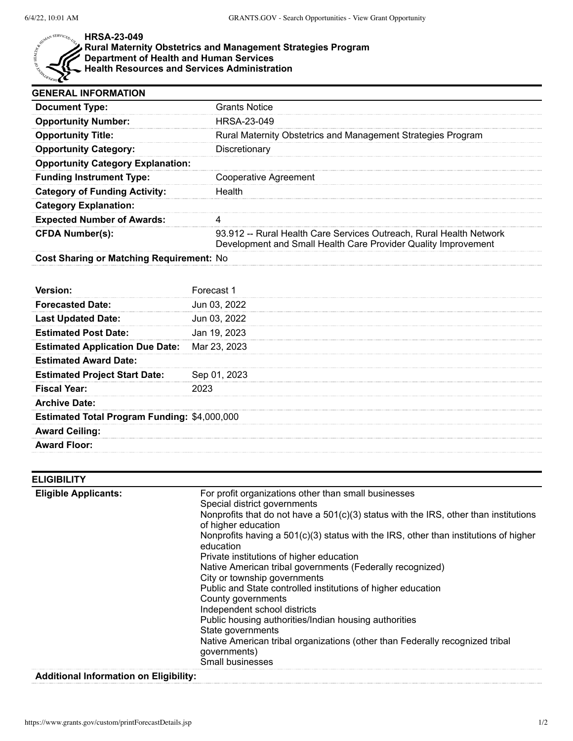# HRSA-23-049

## Rural Maternity Obstetrics and Management Strategies Program

### Department of Health and Human Services

### Health Resources and Services Administration

## GENERAL INFORMATION

| | |
|---|---|
| **Document Type:** | Grants Notice |
| **Opportunity Number:** | HRSA-23-049 |
| **Opportunity Title:** | Rural Maternity Obstetrics and Management Strategies Program |
| **Opportunity Category:** | Discretionary |
| **Opportunity Category Explanation:** | |
| **Funding Instrument Type:** | Cooperative Agreement |
| **Category of Funding Activity:** | Health |
| **Category Explanation:** | |
| **Expected Number of Awards:** | 4 |
| **CFDA Number(s):** | 93.912 -- Rural Health Care Services Outreach, Rural Health Network Development and Small Health Care Provider Quality Improvement |
| **Cost Sharing or Matching Requirement:** | No |

| | |
|---|---|
| **Version:** | Forecast 1 |
| **Forecasted Date:** | Jun 03, 2022 |
| **Last Updated Date:** | Jun 03, 2022 |
| **Estimated Post Date:** | Jan 19, 2023 |
| **Estimated Application Due Date:** | Mar 23, 2023 |
| **Estimated Award Date:** | |
| **Estimated Project Start Date:** | Sep 01, 2023 |
| **Fiscal Year:** | 2023 |
| **Archive Date:** | |
| **Estimated Total Program Funding:** | $4,000,000 |
| **Award Ceiling:** | |
| **Award Floor:** | |

## ELIGIBILITY

| | |
|---|---|
| **Eligible Applicants:** | For profit organizations other than small businesses<br>Special district governments<br>Nonprofits that do not have a 501(c)(3) status with the IRS, other than institutions of higher education<br>Nonprofits having a 501(c)(3) status with the IRS, other than institutions of higher education<br>Private institutions of higher education<br>Native American tribal governments (Federally recognized)<br>City or township governments<br>Public and State controlled institutions of higher education<br>County governments<br>Independent school districts<br>Public housing authorities/Indian housing authorities<br>State governments<br>Native American tribal organizations (other than Federally recognized tribal governments)<br>Small businesses |
| **Additional Information on Eligibility:** | |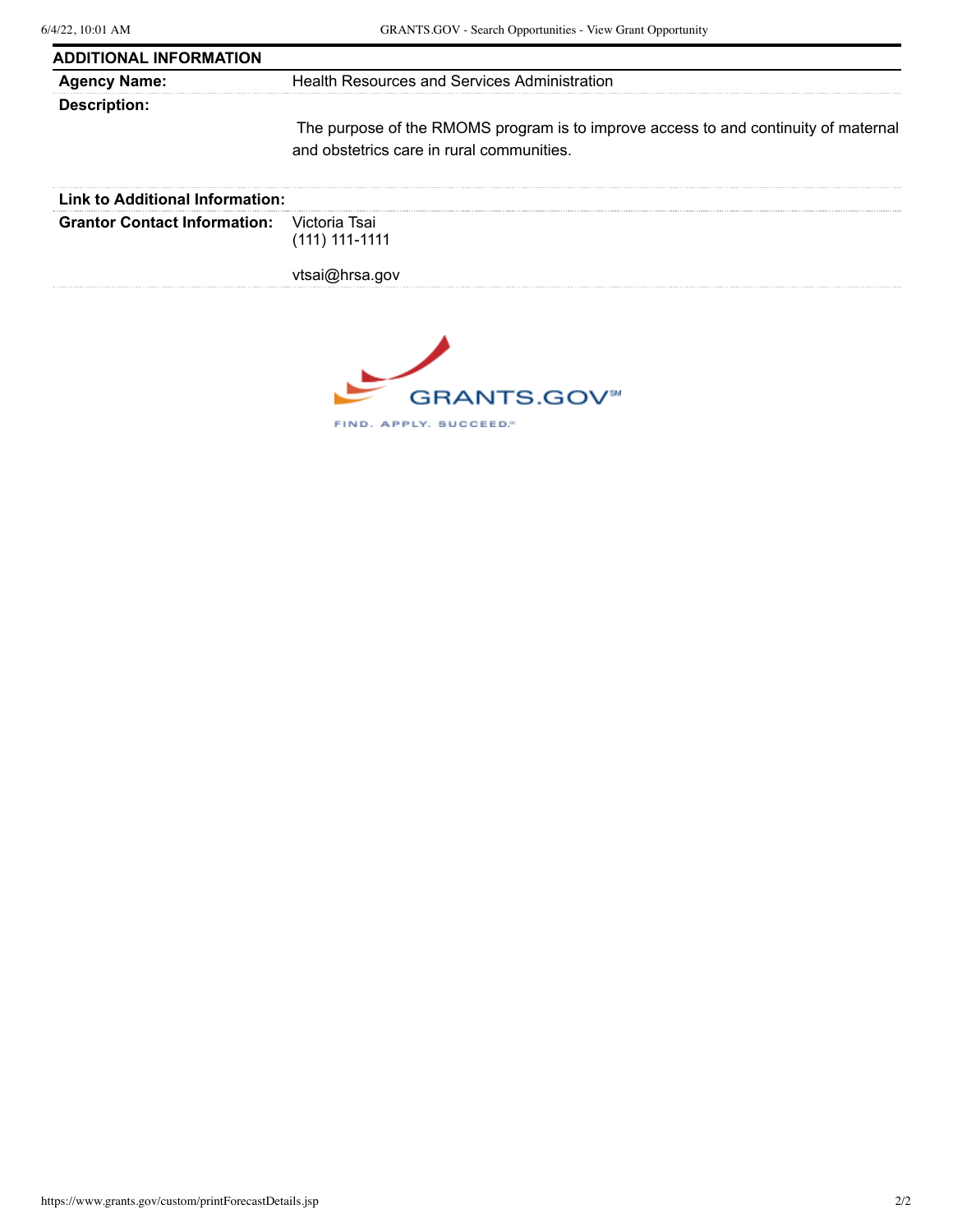## ADDITIONAL INFORMATION

| | |
|---|---|
| **Agency Name:** | Health Resources and Services Administration |
| **Description:** | The purpose of the RMOMS program is to improve access to and continuity of maternal and obstetrics care in rural communities. |
| **Link to Additional Information:** | |
| **Grantor Contact Information:** | Victoria Tsai<br>(111) 111-1111<br><br>vtsai@hrsa.gov |

GRANTS.GOV[SM]

FIND. APPLY. SUCCEED.[SM]